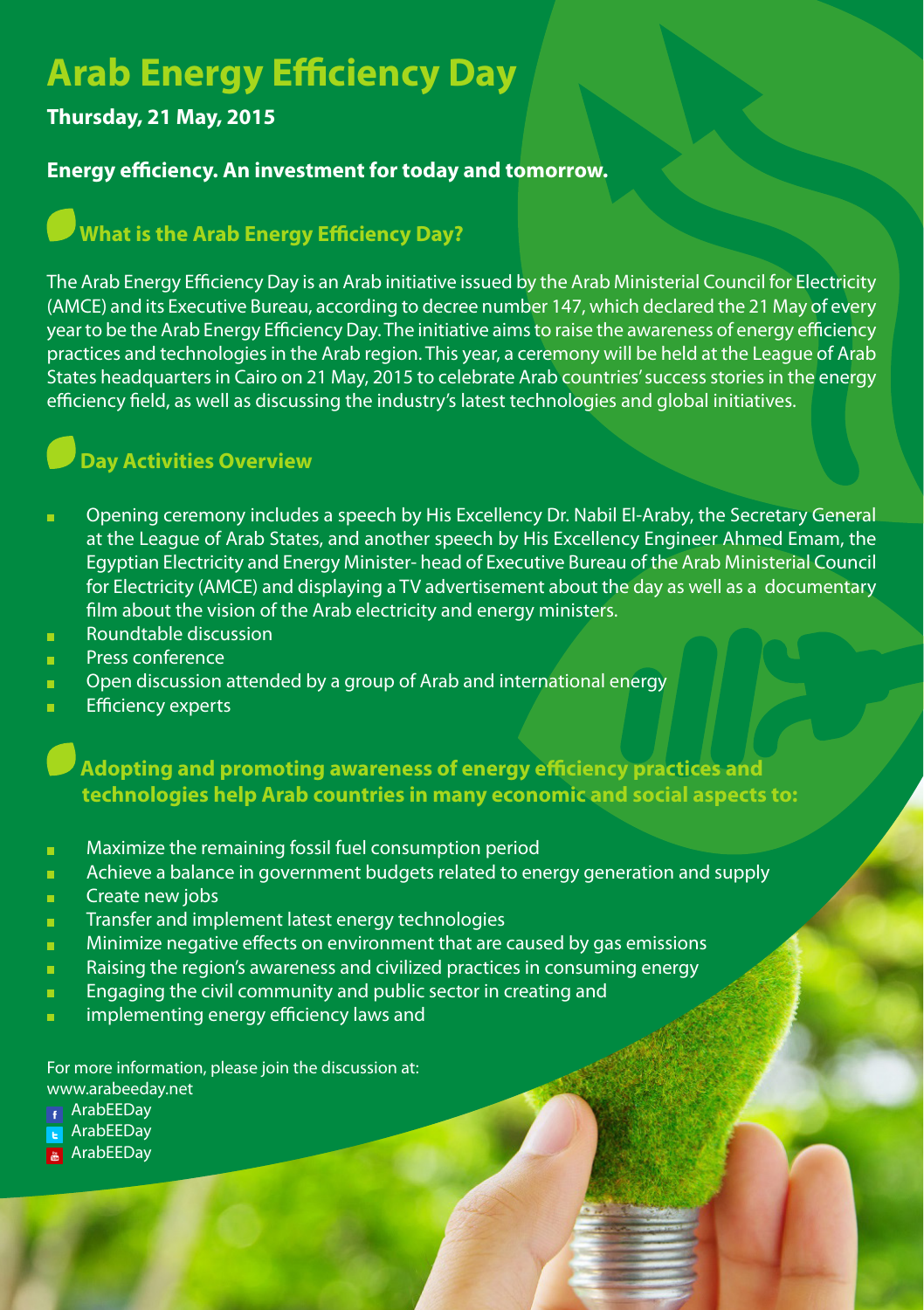# Arab Energy Efficiency Day

**Thursday, 21 May, 2015**

**Energy efficiency. An investment for today and tomorrow.**

## What is the Arab Energy Efficiency Day?

The Arab Energy Efficiency Day is an Arab initiative issued by the Arab Ministerial Council for Electricity (AMCE) and its Executive Bureau, according to decree number 147, which declared the 21 May of every year to be the Arab Energy Efficiency Day. The initiative aims to raise the awareness of energy efficiency practices and technologies in the Arab region. This year, a ceremony will be held at the League of Arab States headquarters in Cairo on 21 May, 2015 to celebrate Arab countries' success stories in the energy efficiency field, as well as discussing the industry's latest technologies and global initiatives.

## Day Activities Overview

- Opening ceremony includes a speech by His Excellency Dr. Nabil El-Araby, the Secretary General at the League of Arab States, and another speech by His Excellency Engineer Ahmed Emam, the Egyptian Electricity and Energy Minister- head of Executive Bureau of the Arab Ministerial Council for Electricity (AMCE) and displaying a TV advertisement about the day as well as a documentary film about the vision of the Arab electricity and energy ministers.
- Roundtable discussion
- Press conference
- Open discussion attended by a group of Arab and international energy
- Efficiency experts

## Adopting and promoting awareness of energy efficiency practices and technologies help Arab countries in many economic and social aspects to:

- Maximize the remaining fossil fuel consumption period
- Achieve a balance in government budgets related to energy generation and supply
- Create new jobs
- Transfer and implement latest energy technologies
- Minimize negative effects on environment that are caused by gas emissions
- Raising the region's awareness and civilized practices in consuming energy
- Engaging the civil community and public sector in creating and
- implementing energy efficiency laws and

For more information, please join the discussion at:
www.arabeeday.net

- ArabEEDay
- ArabEEDay
- ArabEEDay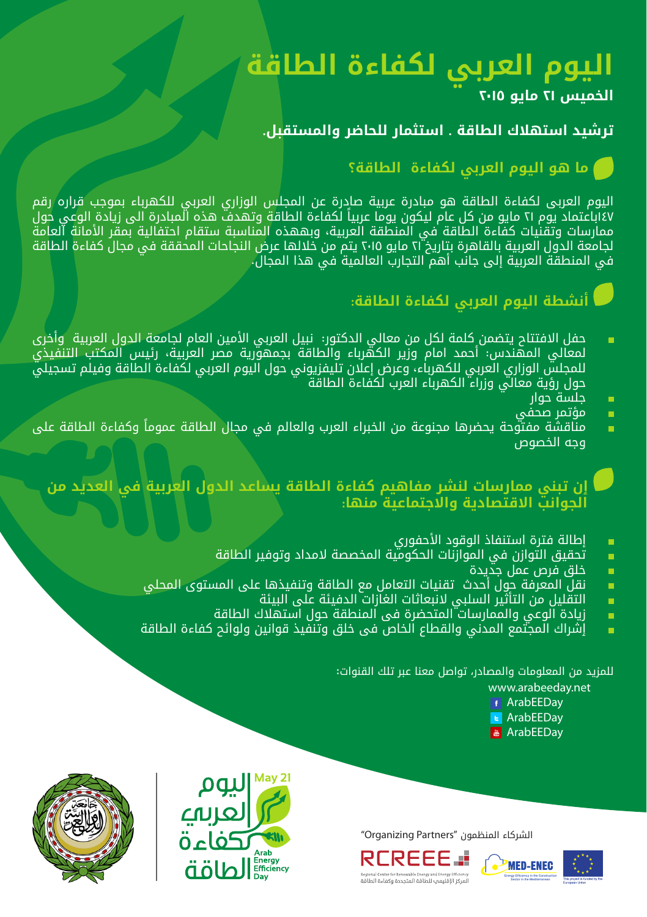# اليوم العربي لكفاءة الطاقة

**الخميس ٢١ مايو ٢٠١٥**

## ترشيد استهلاك الطاقة . استثمار للحاضر والمستقبل.

## ما هو اليوم العربي لكفاءة الطاقة؟

اليوم العربى لكفاءة الطاقة هو مبادرة عربية صادرة عن المجلس الوزاري العربي للكهرباء بموجب قراره رقم ١٤٧باعتماد يوم ٢١ مايو من كل عام ليكون يوما عربياً لكفاءة الطاقة وتهدف هذه المبادرة الى زيادة الوعي حول ممارسات وتقنيات كفاءة الطاقة في المنطقة العربية، وبهذه المناسبة ستقام احتفالية بمقر الأمانة العامة لجامعة الدول العربية بالقاهرة بتاريخ ٢١ مايو ٢٠١٥ يتم من خلالها عرض النجاحات المحققة في مجال كفاءة الطاقة في المنطقة العربية إلى جانب أهم التجارب العالمية في هذا المجال.

## أنشطة اليوم العربي لكفاءة الطاقة:

- حفل الافتتاح يتضمن كلمة لكل من معالي الدكتور: نبيل العربي الأمين العام لجامعة الدول العربية وأخرى لمعالي المهندس: أحمد امام وزير الكهرباء والطاقة بجمهورية مصر العربية، رئيس المكتب التنفيذي للمجلس الوزاري العربي للكهرباء، وعرض إعلان تليفزيوني حول اليوم العربي لكفاءة الطاقة وفيلم تسجيلي حول رؤية معالي وزراء الكهرباء العرب لكفاءة الطاقة
- جلسة حوار
- مؤتمر صحفي
- مناقشة مفتوحة يحضرها مجنوعة من الخبراء العرب والعالم في مجال الطاقة عموماً وكفاءة الطاقة على وجه الخصوص

## إن تبني ممارسات لنشر مفاهيم كفاءة الطاقة يساعد الدول العربية في العديد من الجوانب الاقتصادية والاجتماعية منها:

- إطالة فترة استنفاذ الوقود الأحفوري
- تحقيق التوازن في الموازنات الحكومية المخصصة لامداد وتوفير الطاقة
- خلق فرص عمل جديدة
- نقل المعرفة حول أحدث تقنيات التعامل مع الطاقة وتنفيذها على المستوى المحلي
- التقليل من التأثير السلبي لانبعاثات الغازات الدفيئة على البيئة
- زيادة الوعي والممارسات المتحضرة فى المنطقة حول استهلاك الطاقة
- إشراك المجتمع المدني والقطاع الخاص فى خلق وتنفيذ قوانين ولوائح كفاءة الطاقة

للمزيد من المعلومات والمصادر، تواصل معنا عبر تلك القنوات:

www.arabeeday.net

ArabEEDay

ArabEEDay

ArabEEDay

May 21

اليوم العربي لكفاءة الطاقة

Arab Energy Efficiency Day

الشركاء المنظمون "Organizing Partners"

RCREEE

Regional Center for Renewable Energy and Energy Efficiency

المركز الإقليمي للطاقة المتجددة وكفاءة الطاقة

MED-ENEC

Energy Efficiency in the Construction Sector in the Mediterranean

This project is funded by the European Union